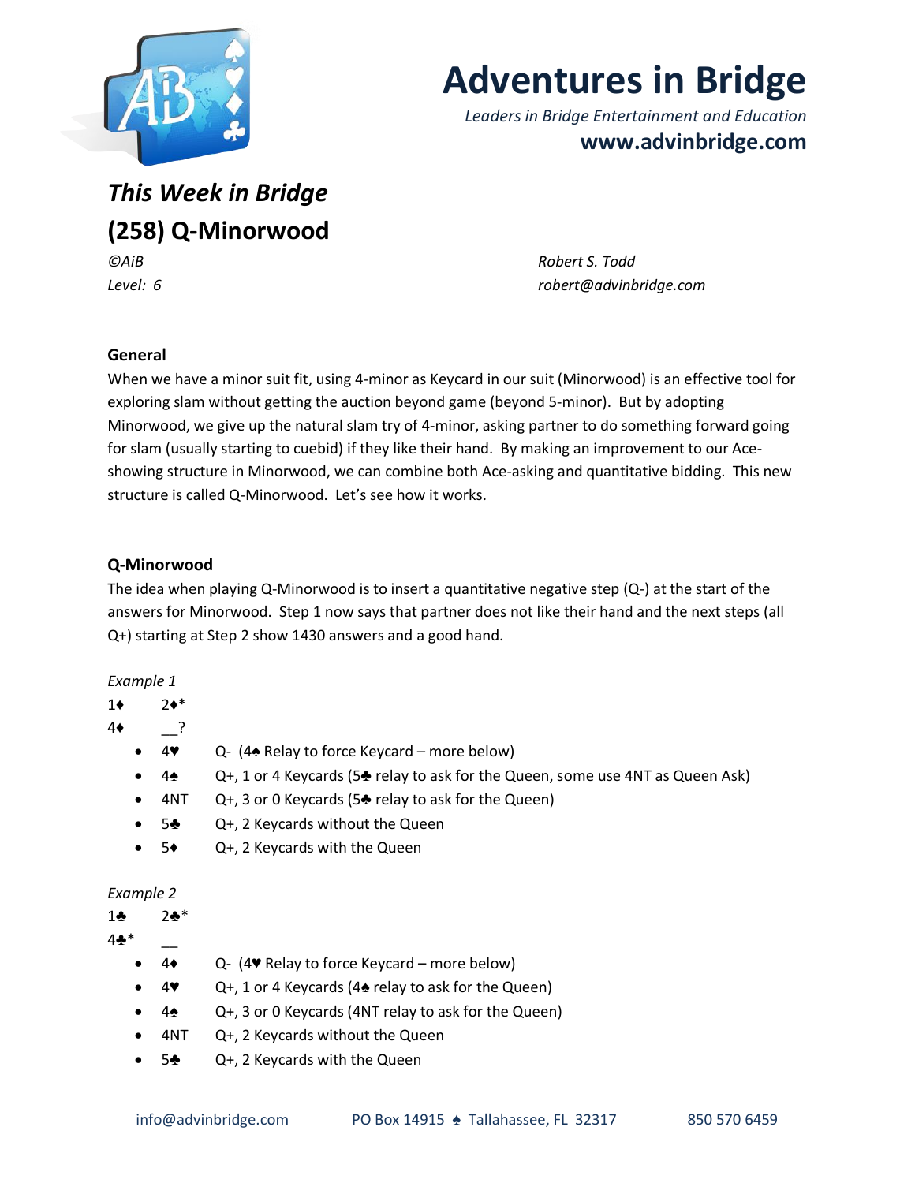# Adventures in Bridge

*Leaders in Bridge Entertainment and Education*

**www.advinbridge.com**

## *This Week in Bridge*

## (258) Q-Minorwood

*©AiB* *Robert S. Todd*

*Level: 6* *robert@advinbridge.com*

### General

When we have a minor suit fit, using 4-minor as Keycard in our suit (Minorwood) is an effective tool for exploring slam without getting the auction beyond game (beyond 5-minor). But by adopting Minorwood, we give up the natural slam try of 4-minor, asking partner to do something forward going for slam (usually starting to cuebid) if they like their hand. By making an improvement to our Ace-showing structure in Minorwood, we can combine both Ace-asking and quantitative bidding. This new structure is called Q-Minorwood. Let's see how it works.

### Q-Minorwood

The idea when playing Q-Minorwood is to insert a quantitative negative step (Q-) at the start of the answers for Minorwood. Step 1 now says that partner does not like their hand and the next steps (all Q+) starting at Step 2 show 1430 answers and a good hand.

*Example 1*

1♦ 2♦*
4♦ __?

- 4♥ Q- (4♠ Relay to force Keycard – more below)
- 4♠ Q+, 1 or 4 Keycards (5♣ relay to ask for the Queen, some use 4NT as Queen Ask)
- 4NT Q+, 3 or 0 Keycards (5♣ relay to ask for the Queen)
- 5♣ Q+, 2 Keycards without the Queen
- 5♦ Q+, 2 Keycards with the Queen

*Example 2*

1♣ 2♣*
4♣* __

- 4♦ Q- (4♥ Relay to force Keycard – more below)
- 4♥ Q+, 1 or 4 Keycards (4♠ relay to ask for the Queen)
- 4♠ Q+, 3 or 0 Keycards (4NT relay to ask for the Queen)
- 4NT Q+, 2 Keycards without the Queen
- 5♣ Q+, 2 Keycards with the Queen

info@advinbridge.com PO Box 14915 ♠ Tallahassee, FL 32317 850 570 6459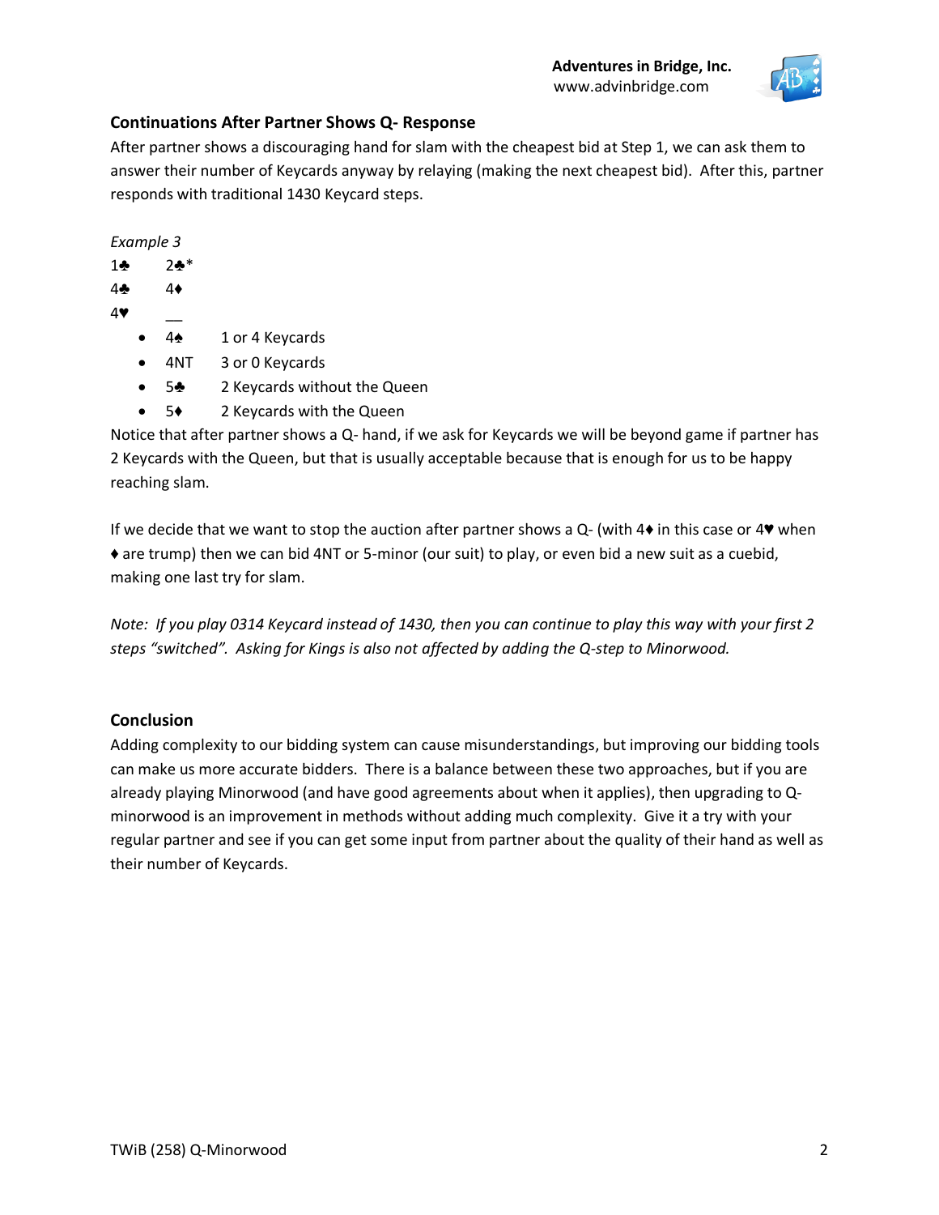## Continuations After Partner Shows Q- Response

After partner shows a discouraging hand for slam with the cheapest bid at Step 1, we can ask them to answer their number of Keycards anyway by relaying (making the next cheapest bid). After this, partner responds with traditional 1430 Keycard steps.

*Example 3*

1♣ 2♣*

4♣ 4♦

4♥ __

- 4♠ 1 or 4 Keycards
- 4NT 3 or 0 Keycards
- 5♣ 2 Keycards without the Queen
- 5♦ 2 Keycards with the Queen

Notice that after partner shows a Q- hand, if we ask for Keycards we will be beyond game if partner has 2 Keycards with the Queen, but that is usually acceptable because that is enough for us to be happy reaching slam.

If we decide that we want to stop the auction after partner shows a Q- (with 4♦ in this case or 4♥ when ♦ are trump) then we can bid 4NT or 5-minor (our suit) to play, or even bid a new suit as a cuebid, making one last try for slam.

*Note: If you play 0314 Keycard instead of 1430, then you can continue to play this way with your first 2 steps "switched". Asking for Kings is also not affected by adding the Q-step to Minorwood.*

## Conclusion

Adding complexity to our bidding system can cause misunderstandings, but improving our bidding tools can make us more accurate bidders. There is a balance between these two approaches, but if you are already playing Minorwood (and have good agreements about when it applies), then upgrading to Q-minorwood is an improvement in methods without adding much complexity. Give it a try with your regular partner and see if you can get some input from partner about the quality of their hand as well as their number of Keycards.